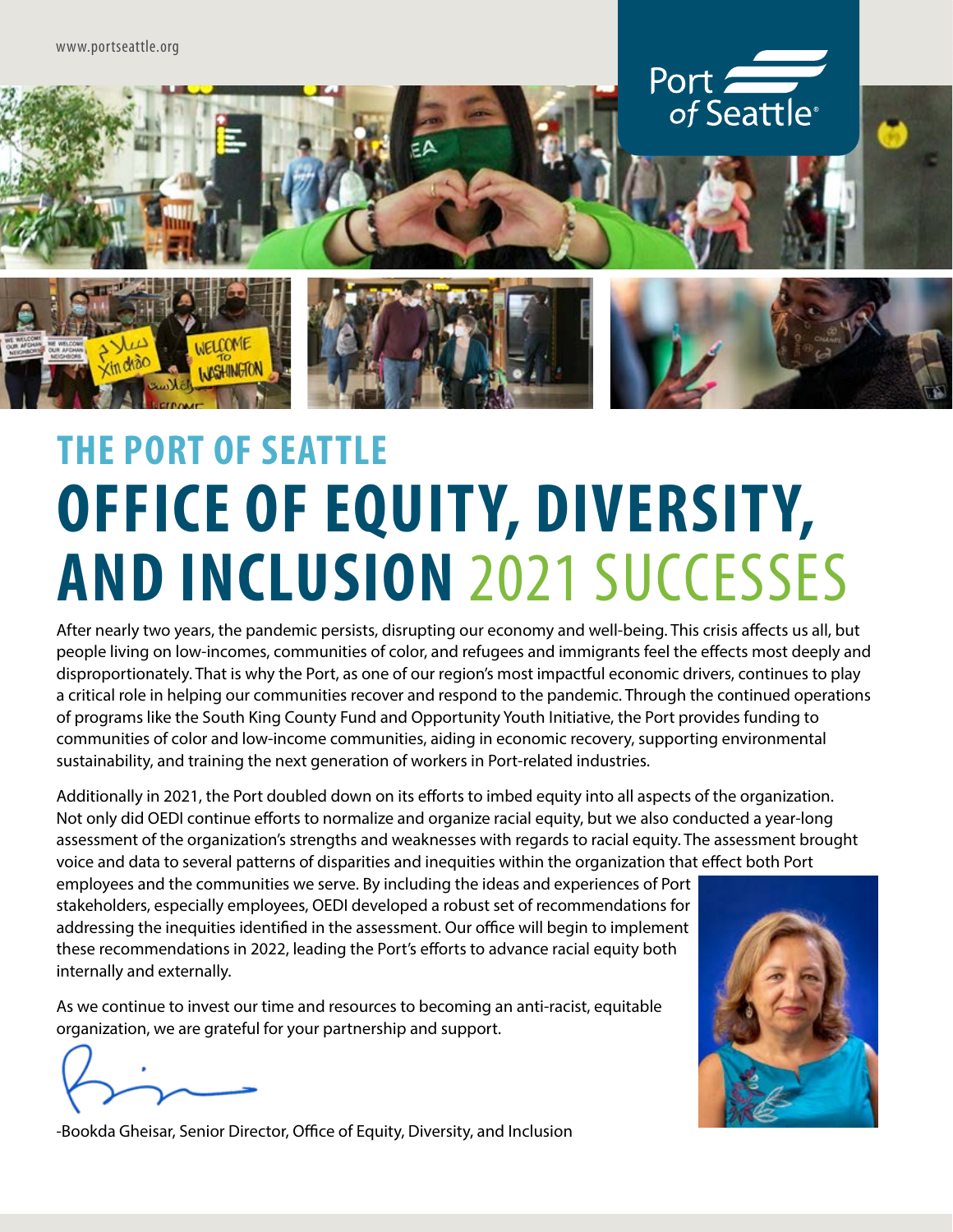www.portseattle.org

# THE PORT OF SEATTLE
# OFFICE OF EQUITY, DIVERSITY, AND INCLUSION 2021 SUCCESSES

After nearly two years, the pandemic persists, disrupting our economy and well-being. This crisis affects us all, but people living on low-incomes, communities of color, and refugees and immigrants feel the effects most deeply and disproportionately. That is why the Port, as one of our region's most impactful economic drivers, continues to play a critical role in helping our communities recover and respond to the pandemic. Through the continued operations of programs like the South King County Fund and Opportunity Youth Initiative, the Port provides funding to communities of color and low-income communities, aiding in economic recovery, supporting environmental sustainability, and training the next generation of workers in Port-related industries.

Additionally in 2021, the Port doubled down on its efforts to imbed equity into all aspects of the organization. Not only did OEDI continue efforts to normalize and organize racial equity, but we also conducted a year-long assessment of the organization's strengths and weaknesses with regards to racial equity. The assessment brought voice and data to several patterns of disparities and inequities within the organization that effect both Port employees and the communities we serve. By including the ideas and experiences of Port stakeholders, especially employees, OEDI developed a robust set of recommendations for addressing the inequities identified in the assessment. Our office will begin to implement these recommendations in 2022, leading the Port's efforts to advance racial equity both internally and externally.

As we continue to invest our time and resources to becoming an anti-racist, equitable organization, we are grateful for your partnership and support.

-Bookda Gheisar, Senior Director, Office of Equity, Diversity, and Inclusion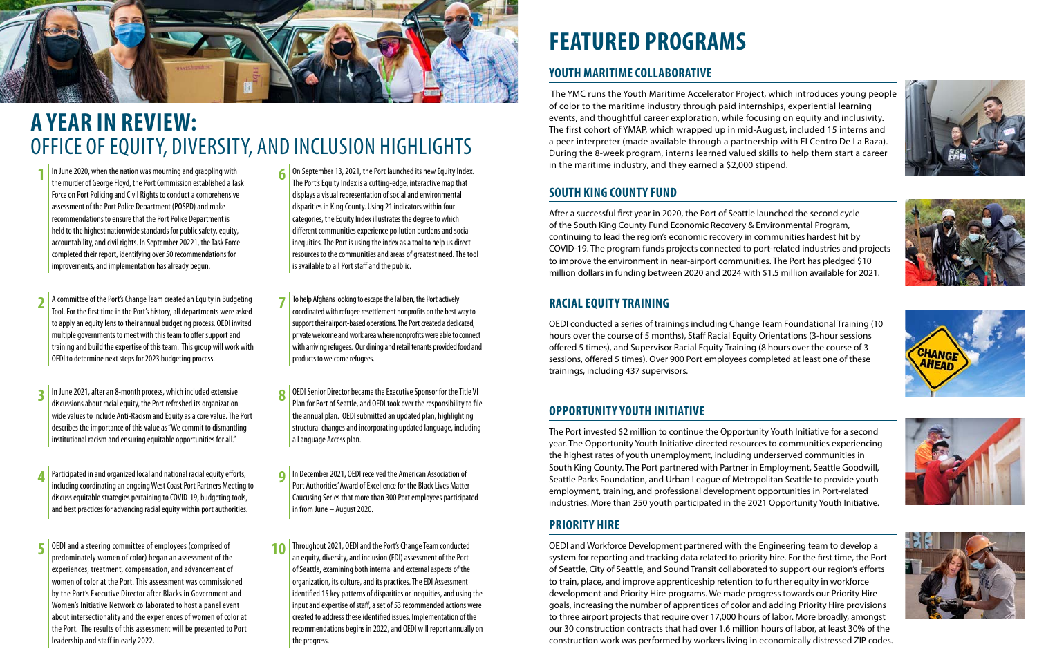# A YEAR IN REVIEW: OFFICE OF EQUITY, DIVERSITY, AND INCLUSION HIGHLIGHTS

1. In June 2020, when the nation was mourning and grappling with the murder of George Floyd, the Port Commission established a Task Force on Port Policing and Civil Rights to conduct a comprehensive assessment of the Port Police Department (POSPD) and make recommendations to ensure that the Port Police Department is held to the highest nationwide standards for public safety, equity, accountability, and civil rights. In September 20221, the Task Force completed their report, identifying over 50 recommendations for improvements, and implementation has already begun.

2. A committee of the Port's Change Team created an Equity in Budgeting Tool. For the first time in the Port's history, all departments were asked to apply an equity lens to their annual budgeting process. OEDI invited multiple governments to meet with this team to offer support and training and build the expertise of this team. This group will work with OEDI to determine next steps for 2023 budgeting process.

3. In June 2021, after an 8-month process, which included extensive discussions about racial equity, the Port refreshed its organization-wide values to include Anti-Racism and Equity as a core value. The Port describes the importance of this value as "We commit to dismantling institutional racism and ensuring equitable opportunities for all."

4. Participated in and organized local and national racial equity efforts, including coordinating an ongoing West Coast Port Partners Meeting to discuss equitable strategies pertaining to COVID-19, budgeting tools, and best practices for advancing racial equity within port authorities.

5. OEDI and a steering committee of employees (comprised of predominately women of color) began an assessment of the experiences, treatment, compensation, and advancement of women of color at the Port. This assessment was commissioned by the Port's Executive Director after Blacks in Government and Women's Initiative Network collaborated to host a panel event about intersectionality and the experiences of women of color at the Port. The results of this assessment will be presented to Port leadership and staff in early 2022.

6. On September 13, 2021, the Port launched its new Equity Index. The Port's Equity Index is a cutting-edge, interactive map that displays a visual representation of social and environmental disparities in King County. Using 21 indicators within four categories, the Equity Index illustrates the degree to which different communities experience pollution burdens and social inequities. The Port is using the index as a tool to help us direct resources to the communities and areas of greatest need. The tool is available to all Port staff and the public.

7. To help Afghans looking to escape the Taliban, the Port actively coordinated with refugee resettlement nonprofits on the best way to support their airport-based operations. The Port created a dedicated, private welcome and work area where nonprofits were able to connect with arriving refugees. Our dining and retail tenants provided food and products to welcome refugees.

8. OEDI Senior Director became the Executive Sponsor for the Title VI Plan for Port of Seattle, and OEDI took over the responsibility to file the annual plan. OEDI submitted an updated plan, highlighting structural changes and incorporating updated language, including a Language Access plan.

9. In December 2021, OEDI received the American Association of Port Authorities' Award of Excellence for the Black Lives Matter Caucusing Series that more than 300 Port employees participated in from June – August 2020.

10. Throughout 2021, OEDI and the Port's Change Team conducted an equity, diversity, and inclusion (EDI) assessment of the Port of Seattle, examining both internal and external aspects of the organization, its culture, and its practices. The EDI Assessment identified 15 key patterns of disparities or inequities, and using the input and expertise of staff, a set of 53 recommended actions were created to address these identified issues. Implementation of the recommendations begins in 2022, and OEDI will report annually on the progress.

# FEATURED PROGRAMS

## YOUTH MARITIME COLLABORATIVE

The YMC runs the Youth Maritime Accelerator Project, which introduces young people of color to the maritime industry through paid internships, experiential learning events, and thoughtful career exploration, while focusing on equity and inclusivity. The first cohort of YMAP, which wrapped up in mid-August, included 15 interns and a peer interpreter (made available through a partnership with El Centro De La Raza). During the 8-week program, interns learned valued skills to help them start a career in the maritime industry, and they earned a $2,000 stipend.

## SOUTH KING COUNTY FUND

After a successful first year in 2020, the Port of Seattle launched the second cycle of the South King County Fund Economic Recovery & Environmental Program, continuing to lead the region's economic recovery in communities hardest hit by COVID-19. The program funds projects connected to port-related industries and projects to improve the environment in near-airport communities. The Port has pledged $10 million dollars in funding between 2020 and 2024 with $1.5 million available for 2021.

## RACIAL EQUITY TRAINING

OEDI conducted a series of trainings including Change Team Foundational Training (10 hours over the course of 5 months), Staff Racial Equity Orientations (3-hour sessions offered 5 times), and Supervisor Racial Equity Training (8 hours over the course of 3 sessions, offered 5 times). Over 900 Port employees completed at least one of these trainings, including 437 supervisors.

## OPPORTUNITY YOUTH INITIATIVE

The Port invested $2 million to continue the Opportunity Youth Initiative for a second year. The Opportunity Youth Initiative directed resources to communities experiencing the highest rates of youth unemployment, including underserved communities in South King County. The Port partnered with Partner in Employment, Seattle Goodwill, Seattle Parks Foundation, and Urban League of Metropolitan Seattle to provide youth employment, training, and professional development opportunities in Port-related industries. More than 250 youth participated in the 2021 Opportunity Youth Initiative.

## PRIORITY HIRE

OEDI and Workforce Development partnered with the Engineering team to develop a system for reporting and tracking data related to priority hire. For the first time, the Port of Seattle, City of Seattle, and Sound Transit collaborated to support our region's efforts to train, place, and improve apprenticeship retention to further equity in workforce development and Priority Hire programs. We made progress towards our Priority Hire goals, increasing the number of apprentices of color and adding Priority Hire provisions to three airport projects that require over 17,000 hours of labor. More broadly, amongst our 30 construction contracts that had over 1.6 million hours of labor, at least 30% of the construction work was performed by workers living in economically distressed ZIP codes.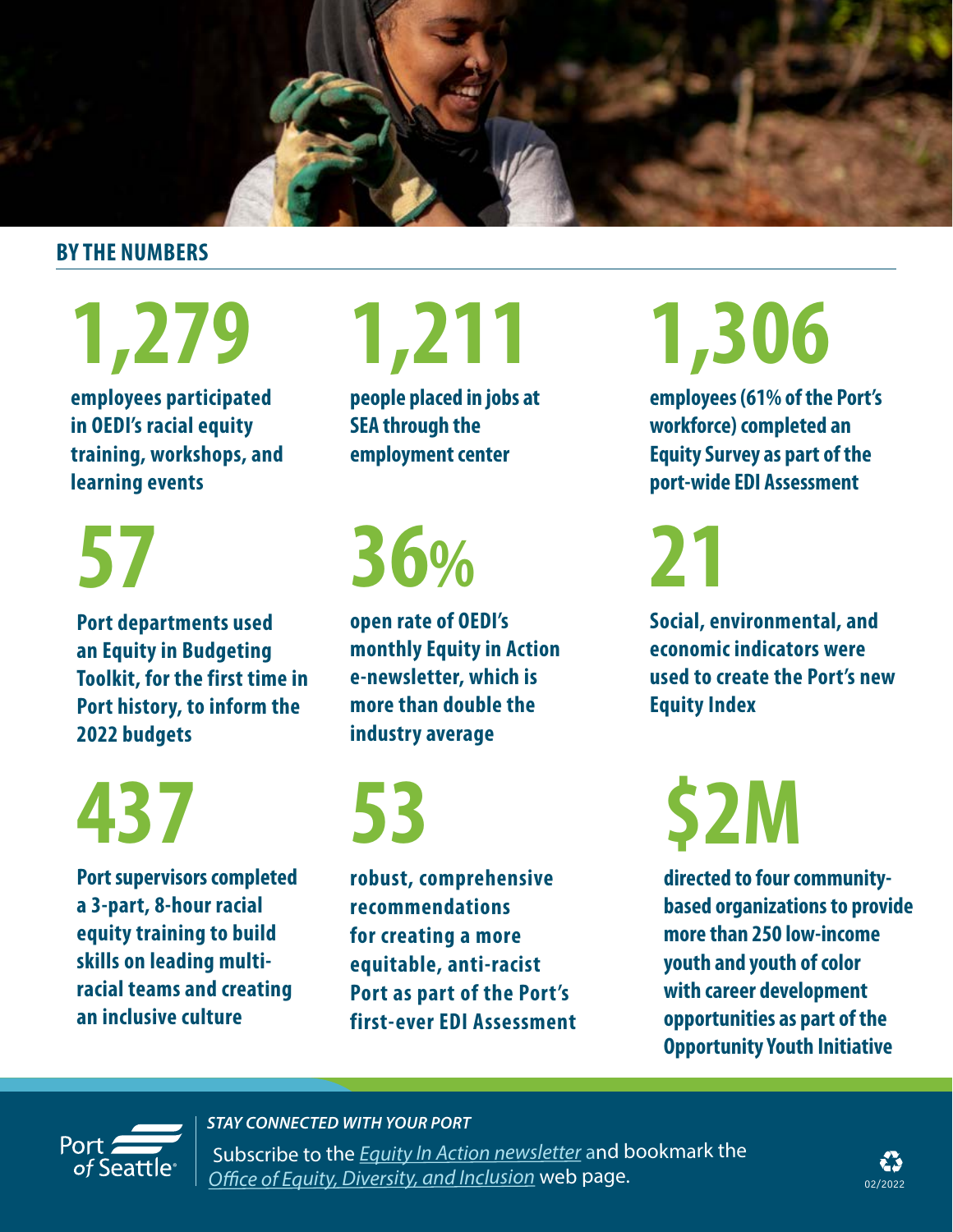## BY THE NUMBERS

**1,279**

employees participated in OEDI's racial equity training, workshops, and learning events

**1,211**

people placed in jobs at SEA through the employment center

**1,306**

employees (61% of the Port's workforce) completed an Equity Survey as part of the port-wide EDI Assessment

**57**

Port departments used an Equity in Budgeting Toolkit, for the first time in Port history, to inform the 2022 budgets

**36%**

open rate of OEDI's monthly Equity in Action e-newsletter, which is more than double the industry average

**21**

Social, environmental, and economic indicators were used to create the Port's new Equity Index

**437**

Port supervisors completed a 3-part, 8-hour racial equity training to build skills on leading multi-racial teams and creating an inclusive culture

**53**

robust, comprehensive recommendations for creating a more equitable, anti-racist Port as part of the Port's first-ever EDI Assessment

**$2M**

directed to four community-based organizations to provide more than 250 low-income youth and youth of color with career development opportunities as part of the Opportunity Youth Initiative

Port of Seattle

*STAY CONNECTED WITH YOUR PORT*

Subscribe to the *Equity In Action newsletter* and bookmark the *Office of Equity, Diversity, and Inclusion* web page.

02/2022